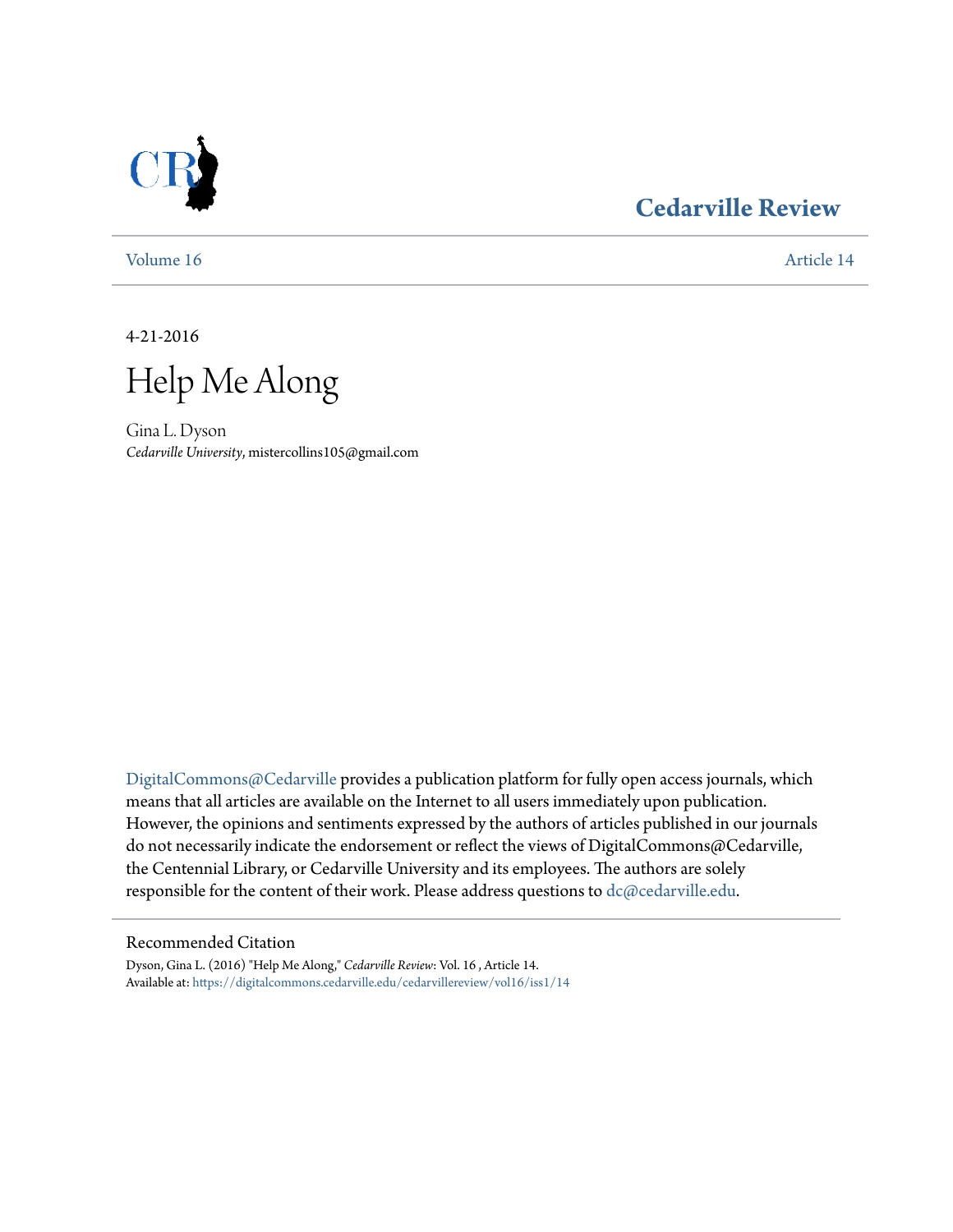Cedarville Review

Volume 16 | Article 14

4-21-2016

# Help Me Along

Gina L. Dyson
*Cedarville University*, mistercollins105@gmail.com

DigitalCommons@Cedarville provides a publication platform for fully open access journals, which means that all articles are available on the Internet to all users immediately upon publication. However, the opinions and sentiments expressed by the authors of articles published in our journals do not necessarily indicate the endorsement or reflect the views of DigitalCommons@Cedarville, the Centennial Library, or Cedarville University and its employees. The authors are solely responsible for the content of their work. Please address questions to dc@cedarville.edu.

## Recommended Citation

Dyson, Gina L. (2016) "Help Me Along," *Cedarville Review*: Vol. 16 , Article 14.
Available at: https://digitalcommons.cedarville.edu/cedarvillereview/vol16/iss1/14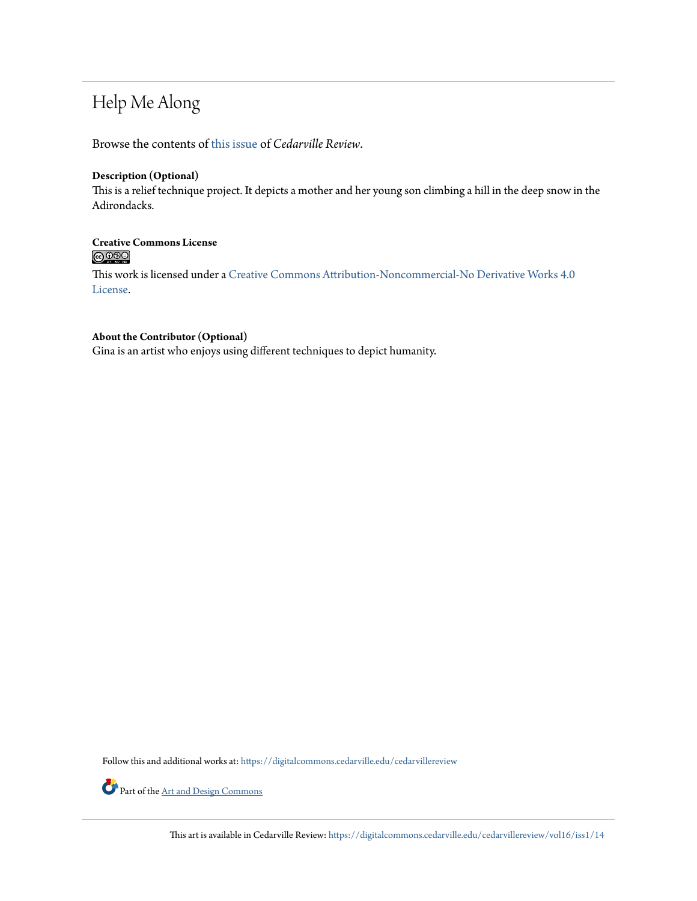# Help Me Along

Browse the contents of this issue of *Cedarville Review*.

**Description (Optional)**
This is a relief technique project. It depicts a mother and her young son climbing a hill in the deep snow in the Adirondacks.

**Creative Commons License**

This work is licensed under a Creative Commons Attribution-Noncommercial-No Derivative Works 4.0 License.

**About the Contributor (Optional)**
Gina is an artist who enjoys using different techniques to depict humanity.

Follow this and additional works at: https://digitalcommons.cedarville.edu/cedarvillereview

Part of the Art and Design Commons

This art is available in Cedarville Review: https://digitalcommons.cedarville.edu/cedarvillereview/vol16/iss1/14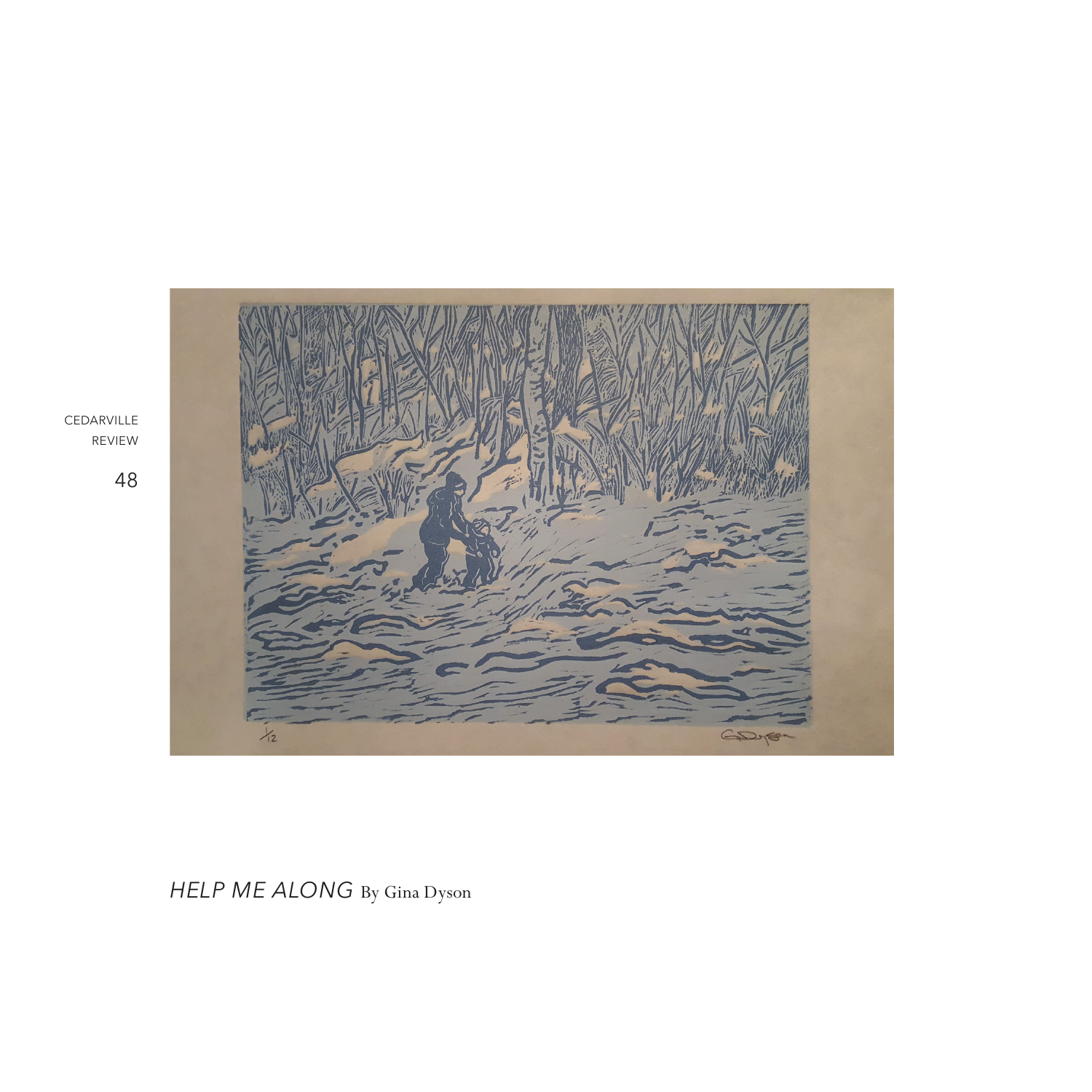*HELP ME ALONG* By Gina Dyson